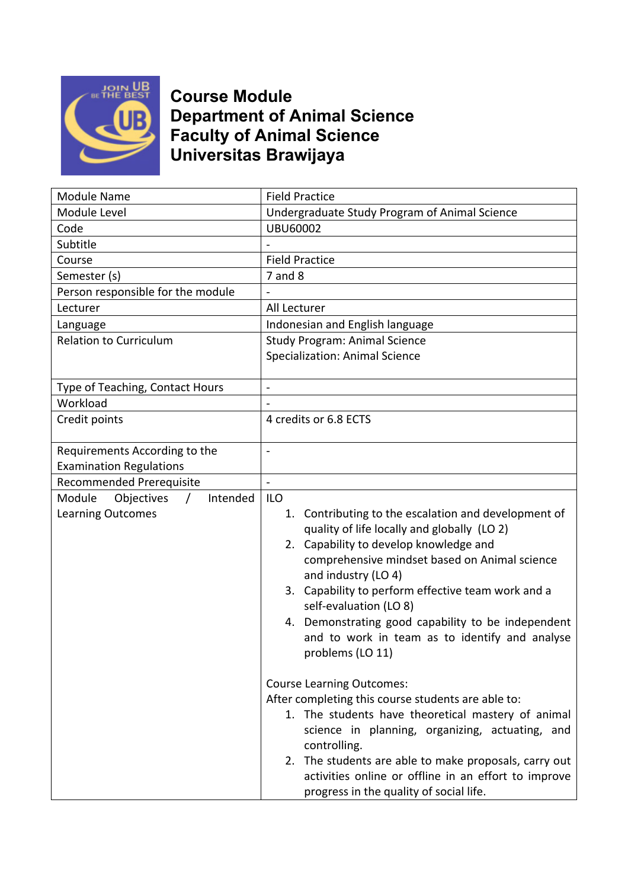# Course Module
# Department of Animal Science
# Faculty of Animal Science
# Universitas Brawijaya

| Module Name | Field Practice |
|---|---|
| Module Level | Undergraduate Study Program of Animal Science |
| Code | UBU60002 |
| Subtitle | - |
| Course | Field Practice |
| Semester (s) | 7 and 8 |
| Person responsible for the module | - |
| Lecturer | All Lecturer |
| Language | Indonesian and English language |
| Relation to Curriculum | Study Program: Animal Science<br>Specialization: Animal Science |
| Type of Teaching, Contact Hours | - |
| Workload | - |
| Credit points | 4 credits or 6.8 ECTS |
| Requirements According to the Examination Regulations | - |
| Recommended Prerequisite | - |
| Module Objectives / Intended Learning Outcomes | ILO<br>1. Contributing to the escalation and development of quality of life locally and globally (LO 2)<br>2. Capability to develop knowledge and comprehensive mindset based on Animal science and industry (LO 4)<br>3. Capability to perform effective team work and a self-evaluation (LO 8)<br>4. Demonstrating good capability to be independent and to work in team as to identify and analyse problems (LO 11)<br><br>Course Learning Outcomes:<br>After completing this course students are able to:<br>1. The students have theoretical mastery of animal science in planning, organizing, actuating, and controlling.<br>2. The students are able to make proposals, carry out activities online or offline in an effort to improve progress in the quality of social life. |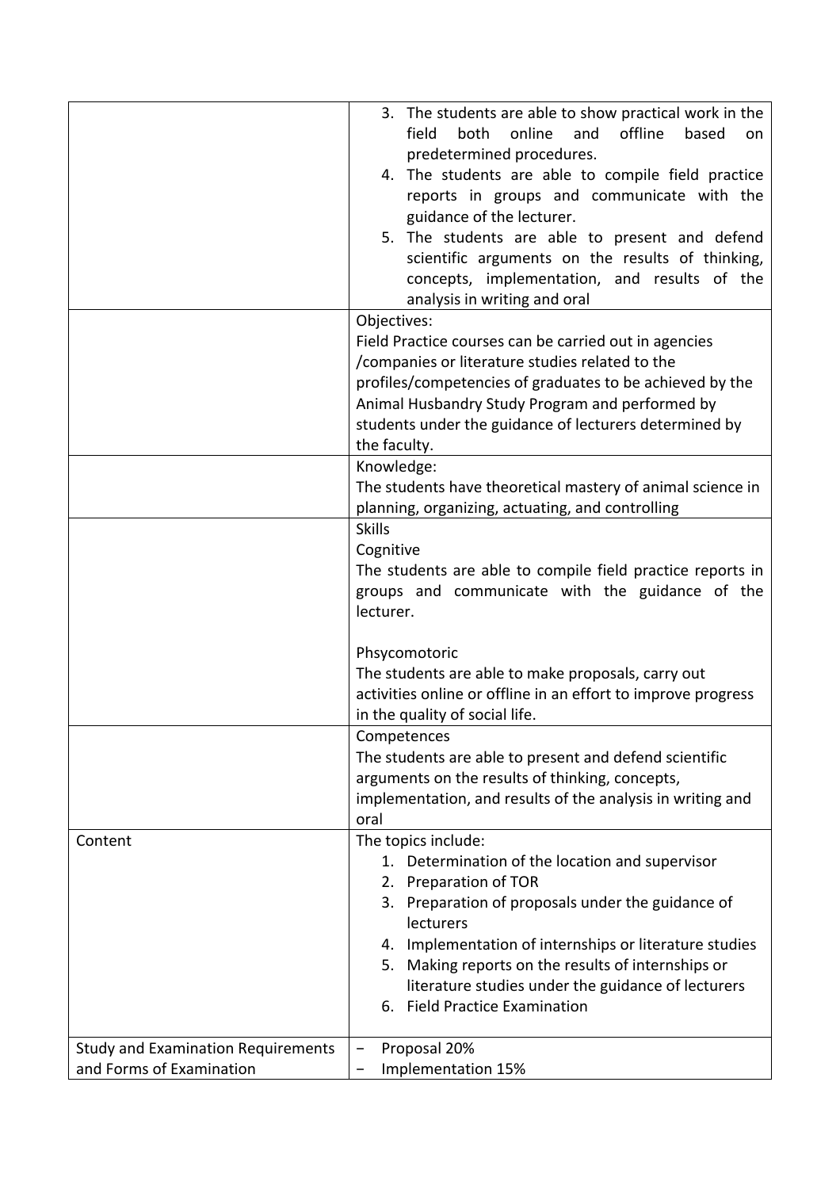| | |
|---|---|
| | 3. The students are able to show practical work in the field both online and offline based on predetermined procedures.<br>4. The students are able to compile field practice reports in groups and communicate with the guidance of the lecturer.<br>5. The students are able to present and defend scientific arguments on the results of thinking, concepts, implementation, and results of the analysis in writing and oral |
| | Objectives:<br>Field Practice courses can be carried out in agencies /companies or literature studies related to the profiles/competencies of graduates to be achieved by the Animal Husbandry Study Program and performed by students under the guidance of lecturers determined by the faculty. |
| | Knowledge:<br>The students have theoretical mastery of animal science in planning, organizing, actuating, and controlling |
| | Skills<br>Cognitive<br>The students are able to compile field practice reports in groups and communicate with the guidance of the lecturer.<br><br>Phsycomotoric<br>The students are able to make proposals, carry out activities online or offline in an effort to improve progress in the quality of social life. |
| | Competences<br>The students are able to present and defend scientific arguments on the results of thinking, concepts, implementation, and results of the analysis in writing and oral |
| Content | The topics include:<br>1. Determination of the location and supervisor<br>2. Preparation of TOR<br>3. Preparation of proposals under the guidance of lecturers<br>4. Implementation of internships or literature studies<br>5. Making reports on the results of internships or literature studies under the guidance of lecturers<br>6. Field Practice Examination |
| Study and Examination Requirements and Forms of Examination | − Proposal 20%<br>− Implementation 15% |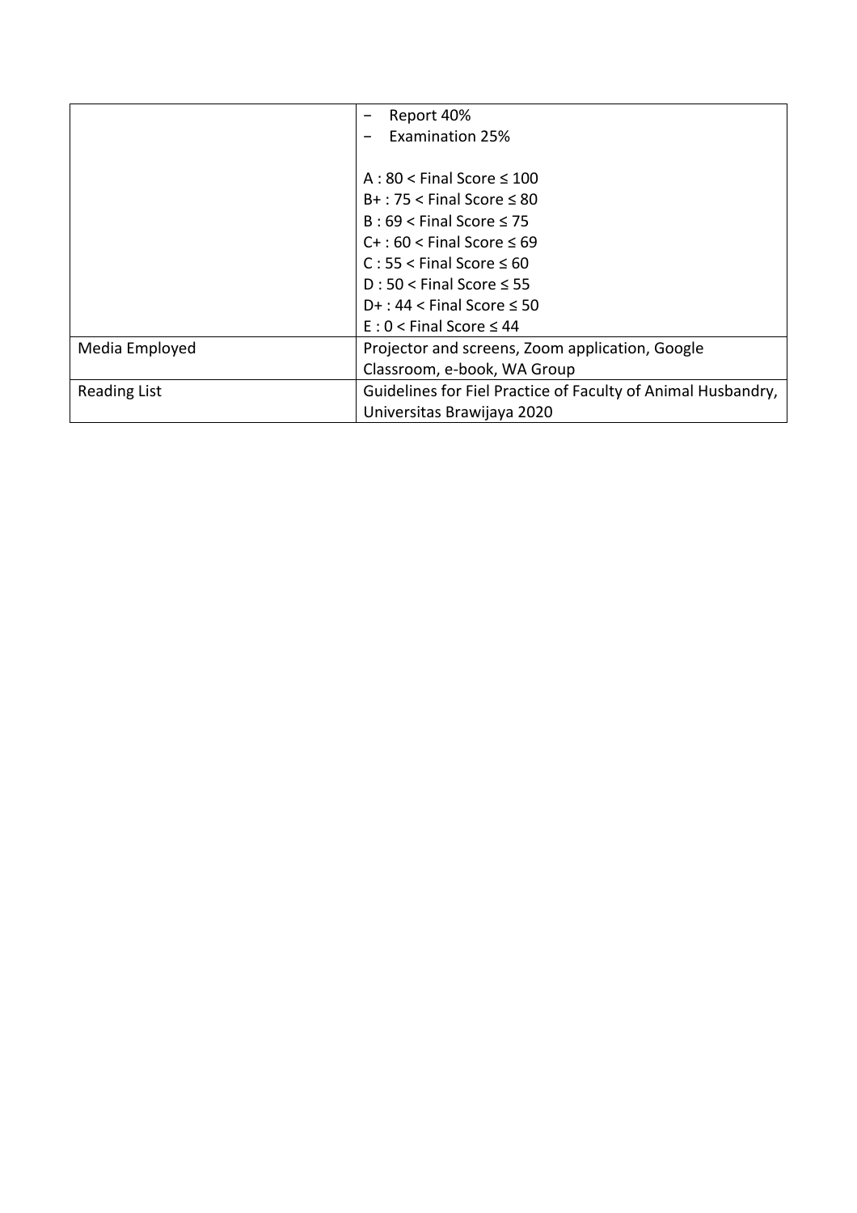| | |
|---|---|
| | − Report 40%<br>− Examination 25%<br><br>A : 80 < Final Score ≤ 100<br>B+ : 75 < Final Score ≤ 80<br>B : 69 < Final Score ≤ 75<br>C+ : 60 < Final Score ≤ 69<br>C : 55 < Final Score ≤ 60<br>D : 50 < Final Score ≤ 55<br>D+ : 44 < Final Score ≤ 50<br>E : 0 < Final Score ≤ 44 |
| Media Employed | Projector and screens, Zoom application, Google Classroom, e-book, WA Group |
| Reading List | Guidelines for Fiel Practice of Faculty of Animal Husbandry, Universitas Brawijaya 2020 |